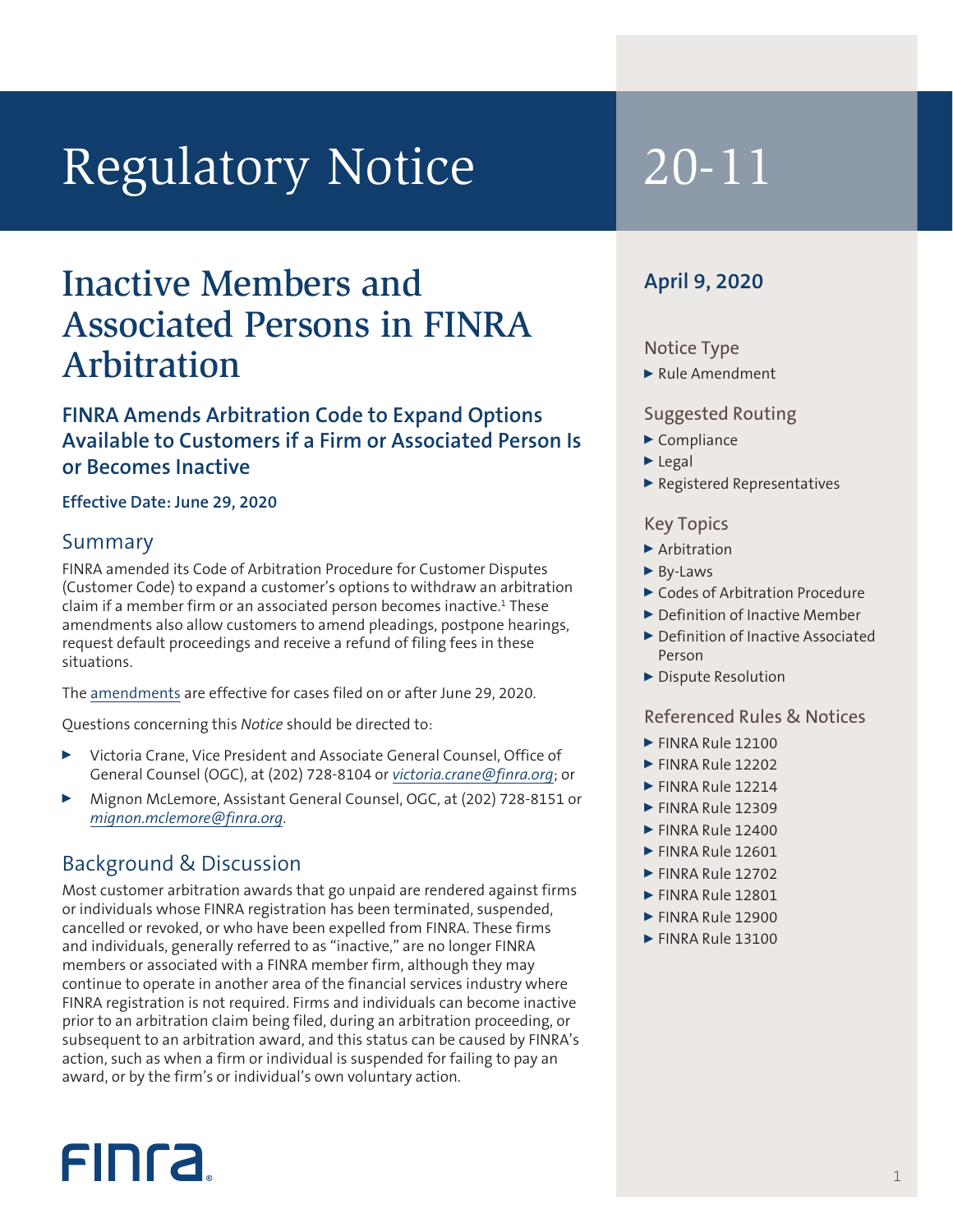# Regulatory Notice 20-11

## Inactive Members and Associated Persons in FINRA Arbitration

### FINRA Amends Arbitration Code to Expand Options Available to Customers if a Firm or Associated Person Is or Becomes Inactive

**Effective Date: June 29, 2020**

**April 9, 2020**

**Notice Type**

- Rule Amendment

**Suggested Routing**

- Compliance
- Legal
- Registered Representatives

**Key Topics**

- Arbitration
- By-Laws
- Codes of Arbitration Procedure
- Definition of Inactive Member
- Definition of Inactive Associated Person
- Dispute Resolution

**Referenced Rules & Notices**

- FINRA Rule 12100
- FINRA Rule 12202
- FINRA Rule 12214
- FINRA Rule 12309
- FINRA Rule 12400
- FINRA Rule 12601
- FINRA Rule 12702
- FINRA Rule 12801
- FINRA Rule 12900
- FINRA Rule 13100

## Summary

FINRA amended its Code of Arbitration Procedure for Customer Disputes (Customer Code) to expand a customer's options to withdraw an arbitration claim if a member firm or an associated person becomes inactive.[1] These amendments also allow customers to amend pleadings, postpone hearings, request default proceedings and receive a refund of filing fees in these situations.

The amendments are effective for cases filed on or after June 29, 2020.

Questions concerning this *Notice* should be directed to:

- Victoria Crane, Vice President and Associate General Counsel, Office of General Counsel (OGC), at (202) 728-8104 or *victoria.crane@finra.org*; or
- Mignon McLemore, Assistant General Counsel, OGC, at (202) 728-8151 or *mignon.mclemore@finra.org*.

## Background & Discussion

Most customer arbitration awards that go unpaid are rendered against firms or individuals whose FINRA registration has been terminated, suspended, cancelled or revoked, or who have been expelled from FINRA. These firms and individuals, generally referred to as "inactive," are no longer FINRA members or associated with a FINRA member firm, although they may continue to operate in another area of the financial services industry where FINRA registration is not required. Firms and individuals can become inactive prior to an arbitration claim being filed, during an arbitration proceeding, or subsequent to an arbitration award, and this status can be caused by FINRA's action, such as when a firm or individual is suspended for failing to pay an award, or by the firm's or individual's own voluntary action.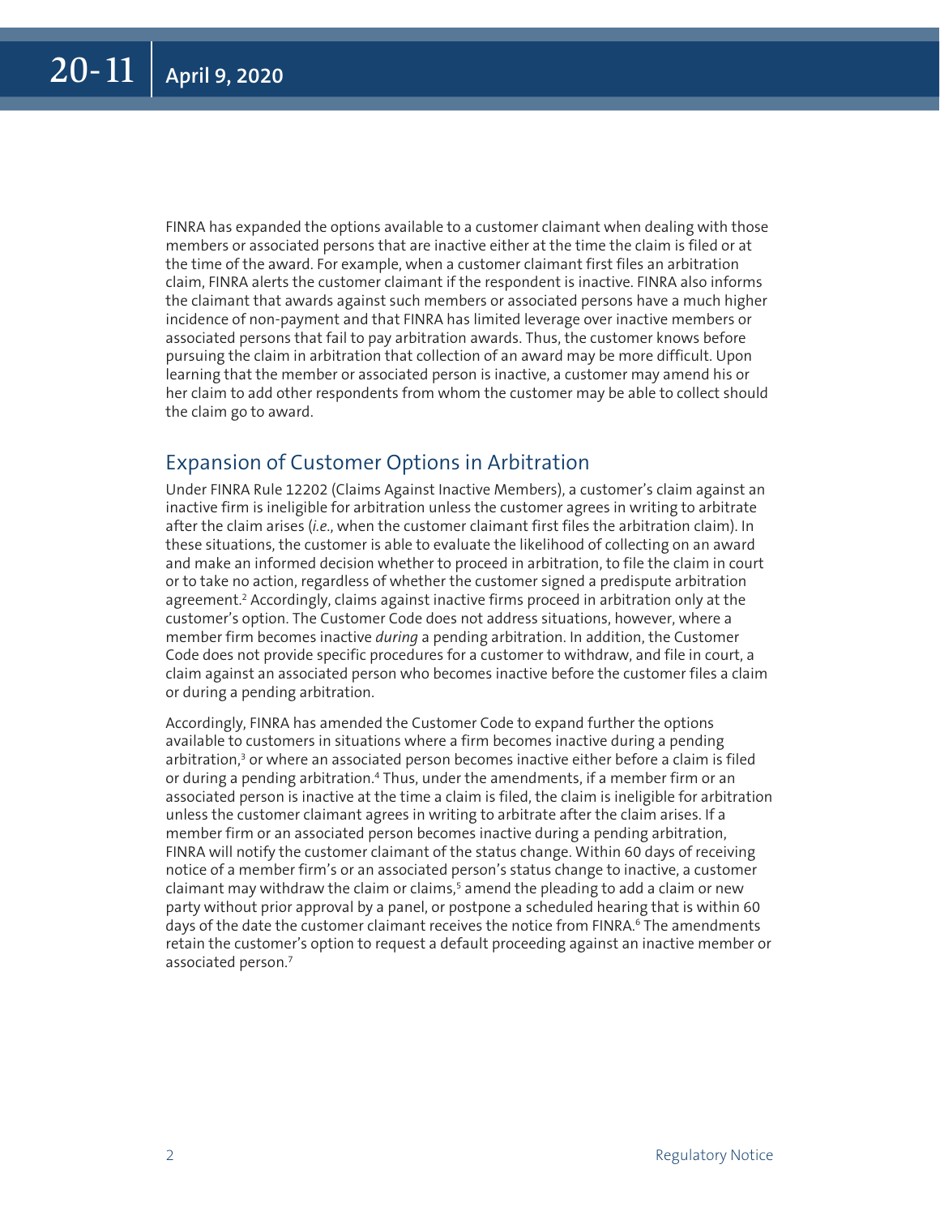FINRA has expanded the options available to a customer claimant when dealing with those members or associated persons that are inactive either at the time the claim is filed or at the time of the award. For example, when a customer claimant first files an arbitration claim, FINRA alerts the customer claimant if the respondent is inactive. FINRA also informs the claimant that awards against such members or associated persons have a much higher incidence of non-payment and that FINRA has limited leverage over inactive members or associated persons that fail to pay arbitration awards. Thus, the customer knows before pursuing the claim in arbitration that collection of an award may be more difficult. Upon learning that the member or associated person is inactive, a customer may amend his or her claim to add other respondents from whom the customer may be able to collect should the claim go to award.

## Expansion of Customer Options in Arbitration

Under FINRA Rule 12202 (Claims Against Inactive Members), a customer's claim against an inactive firm is ineligible for arbitration unless the customer agrees in writing to arbitrate after the claim arises (*i.e.*, when the customer claimant first files the arbitration claim). In these situations, the customer is able to evaluate the likelihood of collecting on an award and make an informed decision whether to proceed in arbitration, to file the claim in court or to take no action, regardless of whether the customer signed a predispute arbitration agreement.[2] Accordingly, claims against inactive firms proceed in arbitration only at the customer's option. The Customer Code does not address situations, however, where a member firm becomes inactive *during* a pending arbitration. In addition, the Customer Code does not provide specific procedures for a customer to withdraw, and file in court, a claim against an associated person who becomes inactive before the customer files a claim or during a pending arbitration.

Accordingly, FINRA has amended the Customer Code to expand further the options available to customers in situations where a firm becomes inactive during a pending arbitration,[3] or where an associated person becomes inactive either before a claim is filed or during a pending arbitration.[4] Thus, under the amendments, if a member firm or an associated person is inactive at the time a claim is filed, the claim is ineligible for arbitration unless the customer claimant agrees in writing to arbitrate after the claim arises. If a member firm or an associated person becomes inactive during a pending arbitration, FINRA will notify the customer claimant of the status change. Within 60 days of receiving notice of a member firm's or an associated person's status change to inactive, a customer claimant may withdraw the claim or claims,[5] amend the pleading to add a claim or new party without prior approval by a panel, or postpone a scheduled hearing that is within 60 days of the date the customer claimant receives the notice from FINRA.[6] The amendments retain the customer's option to request a default proceeding against an inactive member or associated person.[7]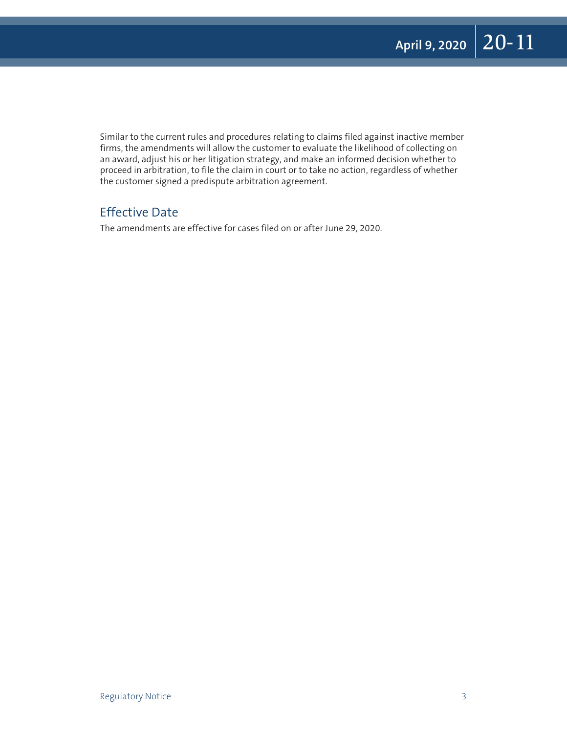Similar to the current rules and procedures relating to claims filed against inactive member firms, the amendments will allow the customer to evaluate the likelihood of collecting on an award, adjust his or her litigation strategy, and make an informed decision whether to proceed in arbitration, to file the claim in court or to take no action, regardless of whether the customer signed a predispute arbitration agreement.

## Effective Date

The amendments are effective for cases filed on or after June 29, 2020.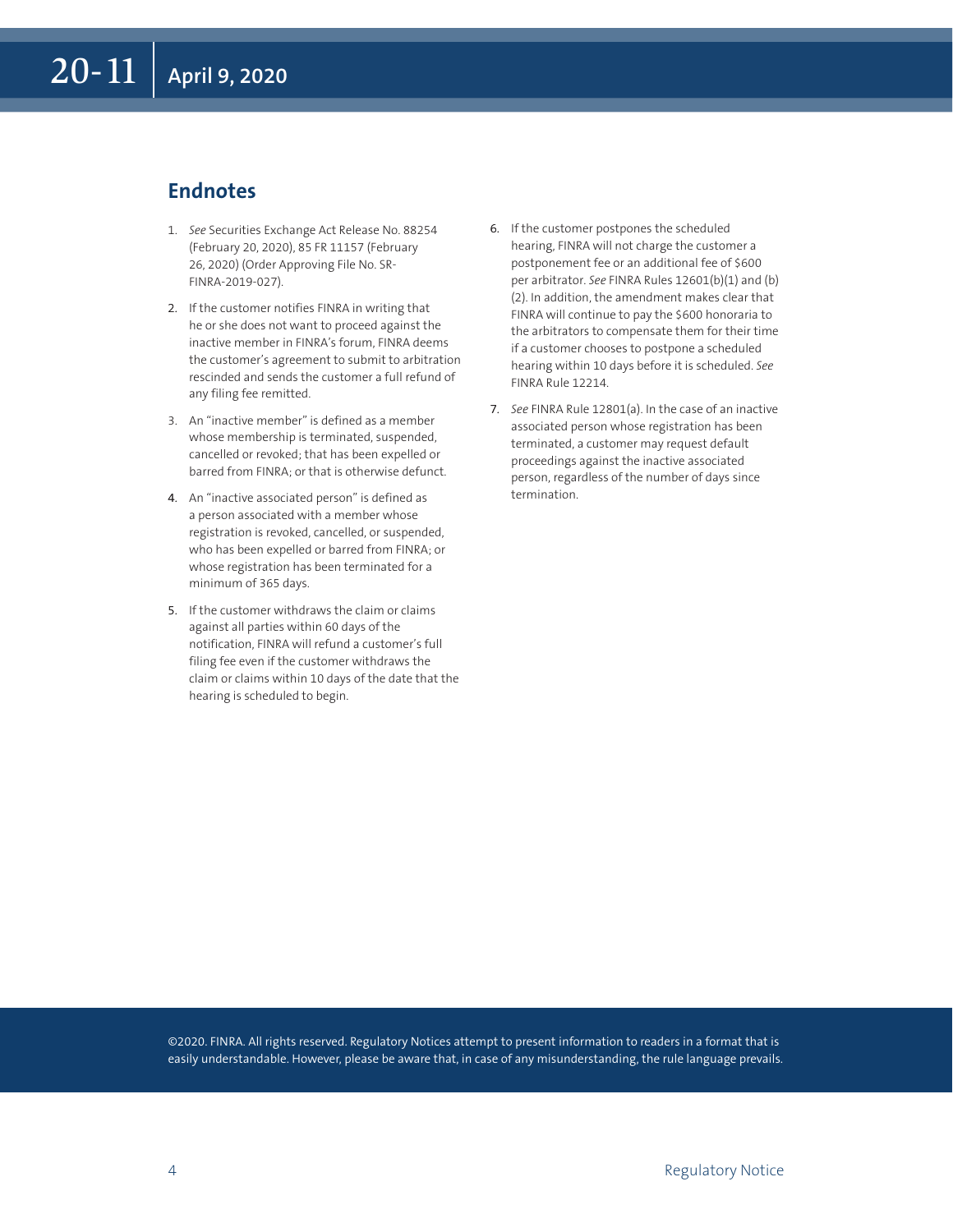## Endnotes

1. *See* Securities Exchange Act Release No. 88254 (February 20, 2020), 85 FR 11157 (February 26, 2020) (Order Approving File No. SR-FINRA-2019-027).
2. If the customer notifies FINRA in writing that he or she does not want to proceed against the inactive member in FINRA's forum, FINRA deems the customer's agreement to submit to arbitration rescinded and sends the customer a full refund of any filing fee remitted.
3. An "inactive member" is defined as a member whose membership is terminated, suspended, cancelled or revoked; that has been expelled or barred from FINRA; or that is otherwise defunct.
4. An "inactive associated person" is defined as a person associated with a member whose registration is revoked, cancelled, or suspended, who has been expelled or barred from FINRA; or whose registration has been terminated for a minimum of 365 days.
5. If the customer withdraws the claim or claims against all parties within 60 days of the notification, FINRA will refund a customer's full filing fee even if the customer withdraws the claim or claims within 10 days of the date that the hearing is scheduled to begin.
6. If the customer postpones the scheduled hearing, FINRA will not charge the customer a postponement fee or an additional fee of $600 per arbitrator. *See* FINRA Rules 12601(b)(1) and (b)(2). In addition, the amendment makes clear that FINRA will continue to pay the $600 honoraria to the arbitrators to compensate them for their time if a customer chooses to postpone a scheduled hearing within 10 days before it is scheduled. *See* FINRA Rule 12214.
7. *See* FINRA Rule 12801(a). In the case of an inactive associated person whose registration has been terminated, a customer may request default proceedings against the inactive associated person, regardless of the number of days since termination.

©2020. FINRA. All rights reserved. Regulatory Notices attempt to present information to readers in a format that is easily understandable. However, please be aware that, in case of any misunderstanding, the rule language prevails.